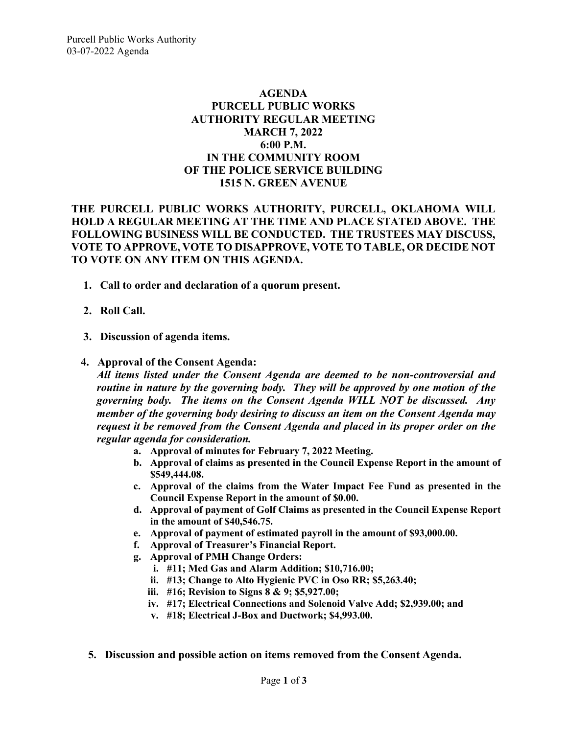# AGENDA
## PURCELL PUBLIC WORKS AUTHORITY REGULAR MEETING
## MARCH 7, 2022
## 6:00 P.M.
## IN THE COMMUNITY ROOM OF THE POLICE SERVICE BUILDING
## 1515 N. GREEN AVENUE

**THE PURCELL PUBLIC WORKS AUTHORITY, PURCELL, OKLAHOMA WILL HOLD A REGULAR MEETING AT THE TIME AND PLACE STATED ABOVE. THE FOLLOWING BUSINESS WILL BE CONDUCTED. THE TRUSTEES MAY DISCUSS, VOTE TO APPROVE, VOTE TO DISAPPROVE, VOTE TO TABLE, OR DECIDE NOT TO VOTE ON ANY ITEM ON THIS AGENDA.**

1. **Call to order and declaration of a quorum present.**

2. **Roll Call.**

3. **Discussion of agenda items.**

4. **Approval of the Consent Agenda:**
   ***All items listed under the Consent Agenda are deemed to be non-controversial and routine in nature by the governing body. They will be approved by one motion of the governing body. The items on the Consent Agenda WILL NOT be discussed. Any member of the governing body desiring to discuss an item on the Consent Agenda may request it be removed from the Consent Agenda and placed in its proper order on the regular agenda for consideration.***
   a. **Approval of minutes for February 7, 2022 Meeting.**
   b. **Approval of claims as presented in the Council Expense Report in the amount of $549,444.08.**
   c. **Approval of the claims from the Water Impact Fee Fund as presented in the Council Expense Report in the amount of $0.00.**
   d. **Approval of payment of Golf Claims as presented in the Council Expense Report in the amount of $40,546.75.**
   e. **Approval of payment of estimated payroll in the amount of $93,000.00.**
   f. **Approval of Treasurer's Financial Report.**
   g. **Approval of PMH Change Orders:**
      i. **#11; Med Gas and Alarm Addition; $10,716.00;**
      ii. **#13; Change to Alto Hygienic PVC in Oso RR; $5,263.40;**
      iii. **#16; Revision to Signs 8 & 9; $5,927.00;**
      iv. **#17; Electrical Connections and Solenoid Valve Add; $2,939.00; and**
      v. **#18; Electrical J-Box and Ductwork; $4,993.00.**

5. **Discussion and possible action on items removed from the Consent Agenda.**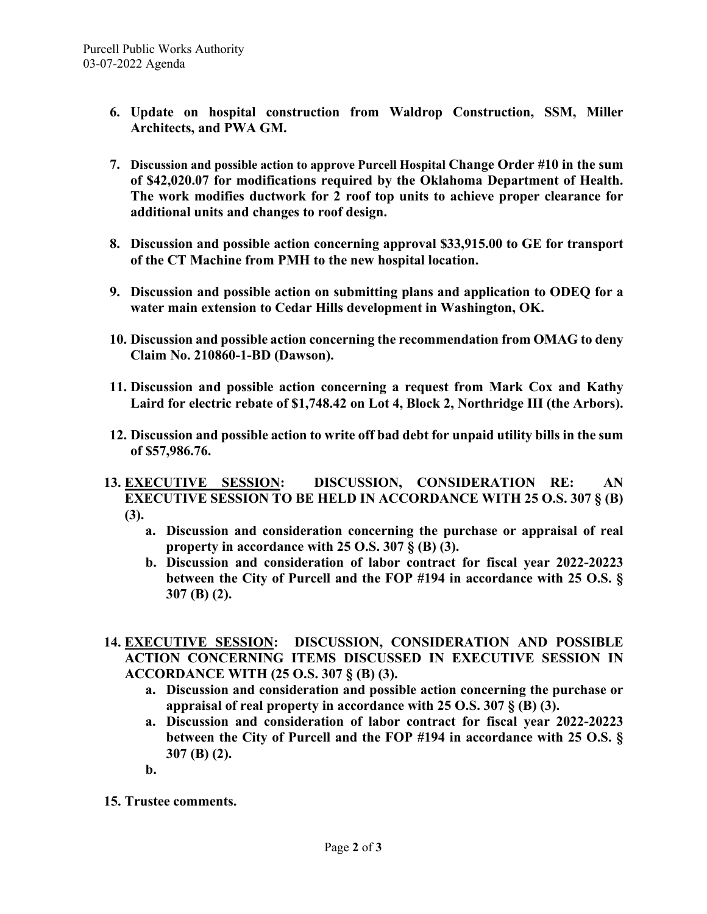6. **Update on hospital construction from Waldrop Construction, SSM, Miller Architects, and PWA GM.**

7. **Discussion and possible action to approve Purcell Hospital Change Order #10 in the sum of $42,020.07 for modifications required by the Oklahoma Department of Health. The work modifies ductwork for 2 roof top units to achieve proper clearance for additional units and changes to roof design.**

8. **Discussion and possible action concerning approval $33,915.00 to GE for transport of the CT Machine from PMH to the new hospital location.**

9. **Discussion and possible action on submitting plans and application to ODEQ for a water main extension to Cedar Hills development in Washington, OK.**

10. **Discussion and possible action concerning the recommendation from OMAG to deny Claim No. 210860-1-BD (Dawson).**

11. **Discussion and possible action concerning a request from Mark Cox and Kathy Laird for electric rebate of $1,748.42 on Lot 4, Block 2, Northridge III (the Arbors).**

12. **Discussion and possible action to write off bad debt for unpaid utility bills in the sum of $57,986.76.**

13. **<u>EXECUTIVE SESSION</u>: DISCUSSION, CONSIDERATION RE: AN EXECUTIVE SESSION TO BE HELD IN ACCORDANCE WITH 25 O.S. 307 § (B) (3).**
    a. **Discussion and consideration concerning the purchase or appraisal of real property in accordance with 25 O.S. 307 § (B) (3).**
    b. **Discussion and consideration of labor contract for fiscal year 2022-20223 between the City of Purcell and the FOP #194 in accordance with 25 O.S. § 307 (B) (2).**

14. **<u>EXECUTIVE SESSION</u>: DISCUSSION, CONSIDERATION AND POSSIBLE ACTION CONCERNING ITEMS DISCUSSED IN EXECUTIVE SESSION IN ACCORDANCE WITH (25 O.S. 307 § (B) (3).**
    a. **Discussion and consideration and possible action concerning the purchase or appraisal of real property in accordance with 25 O.S. 307 § (B) (3).**
    a. **Discussion and consideration of labor contract for fiscal year 2022-20223 between the City of Purcell and the FOP #194 in accordance with 25 O.S. § 307 (B) (2).**
    b.

15. **Trustee comments.**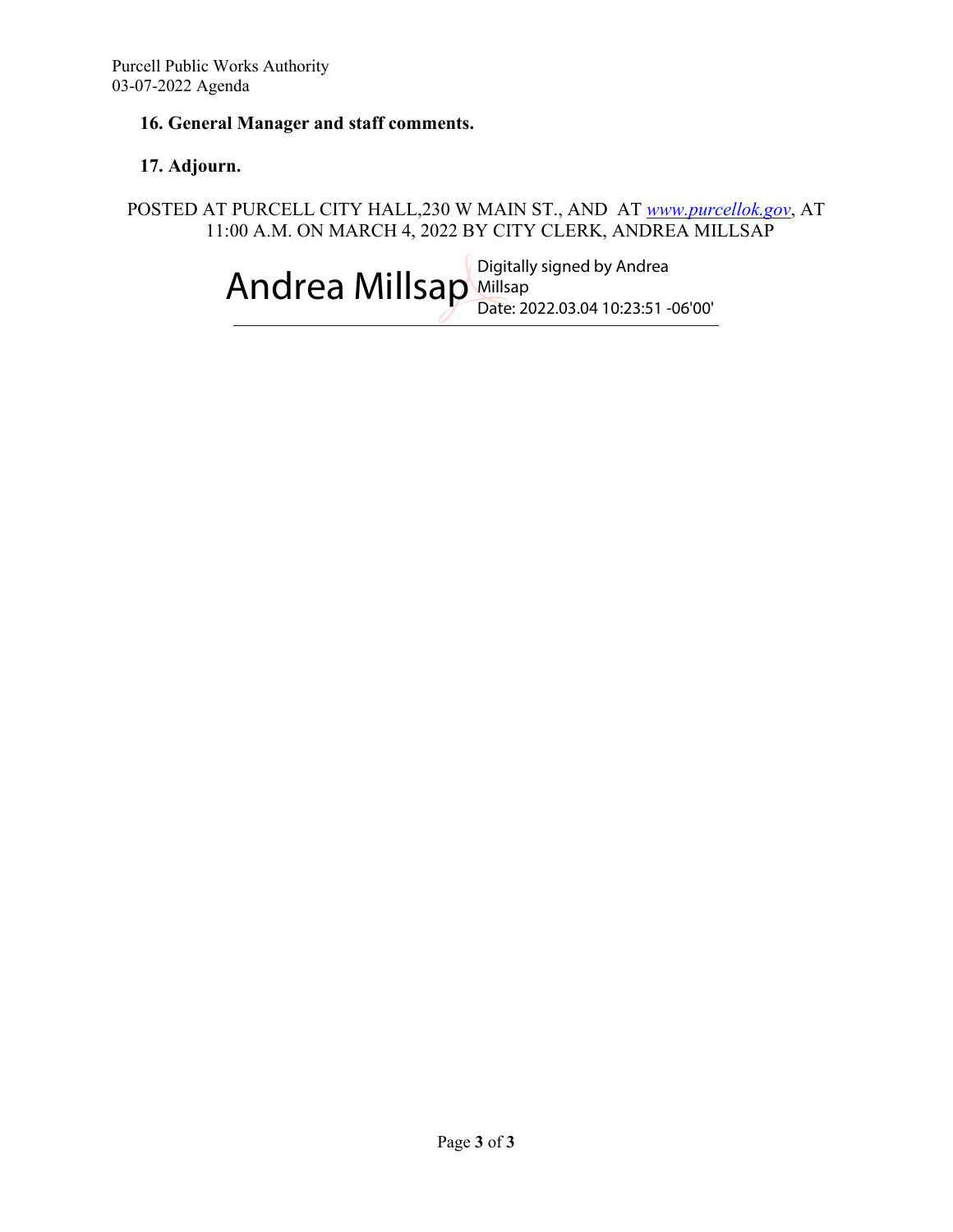**16. General Manager and staff comments.**

**17. Adjourn.**

POSTED AT PURCELL CITY HALL,230 W MAIN ST., AND AT *www.purcellok.gov*, AT 11:00 A.M. ON MARCH 4, 2022 BY CITY CLERK, ANDREA MILLSAP

Andrea Millsap Digitally signed by Andrea Millsap
Date: 2022.03.04 10:23:51 -06'00'